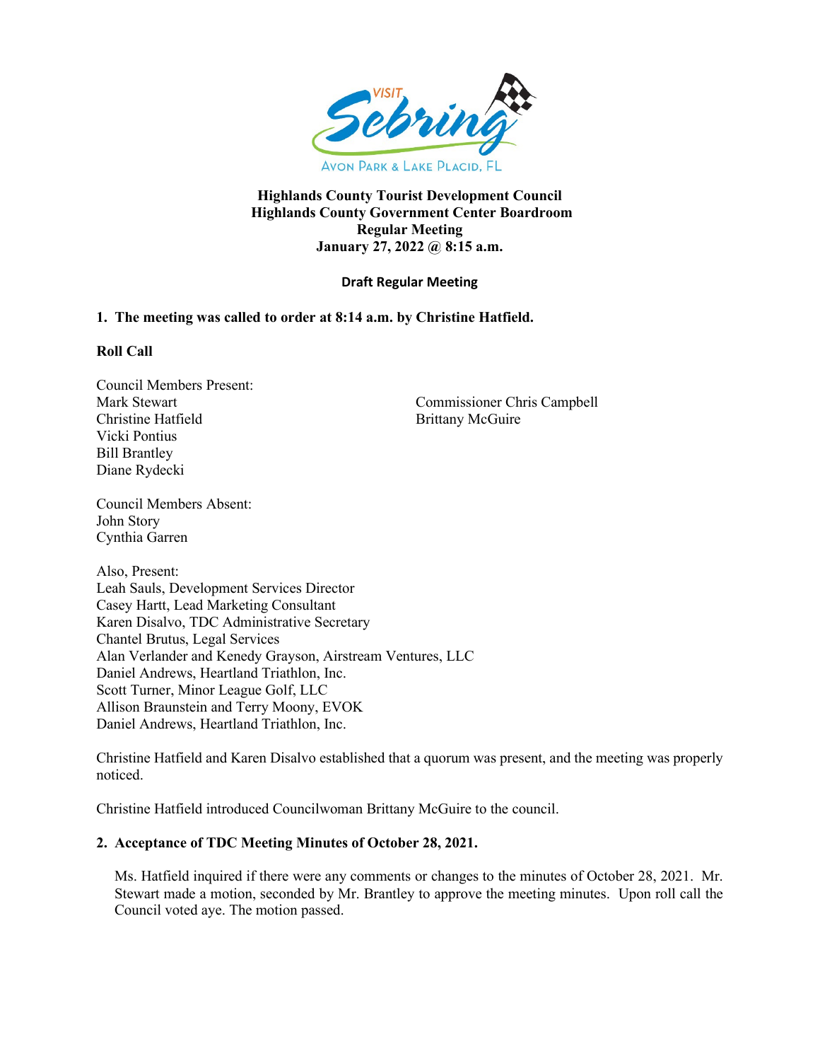**Highlands County Tourist Development Council**
**Highlands County Government Center Boardroom**
**Regular Meeting**
**January 27, 2022 @ 8:15 a.m.**

**Draft Regular Meeting**

**1. The meeting was called to order at 8:14 a.m. by Christine Hatfield.**

**Roll Call**

Council Members Present:
Mark Stewart
Christine Hatfield
Vicki Pontius
Bill Brantley
Diane Rydecki
Commissioner Chris Campbell
Brittany McGuire

Council Members Absent:
John Story
Cynthia Garren

Also, Present:
Leah Sauls, Development Services Director
Casey Hartt, Lead Marketing Consultant
Karen Disalvo, TDC Administrative Secretary
Chantel Brutus, Legal Services
Alan Verlander and Kenedy Grayson, Airstream Ventures, LLC
Daniel Andrews, Heartland Triathlon, Inc.
Scott Turner, Minor League Golf, LLC
Allison Braunstein and Terry Moony, EVOK
Daniel Andrews, Heartland Triathlon, Inc.

Christine Hatfield and Karen Disalvo established that a quorum was present, and the meeting was properly noticed.

Christine Hatfield introduced Councilwoman Brittany McGuire to the council.

**2. Acceptance of TDC Meeting Minutes of October 28, 2021.**

Ms. Hatfield inquired if there were any comments or changes to the minutes of October 28, 2021. Mr. Stewart made a motion, seconded by Mr. Brantley to approve the meeting minutes. Upon roll call the Council voted aye. The motion passed.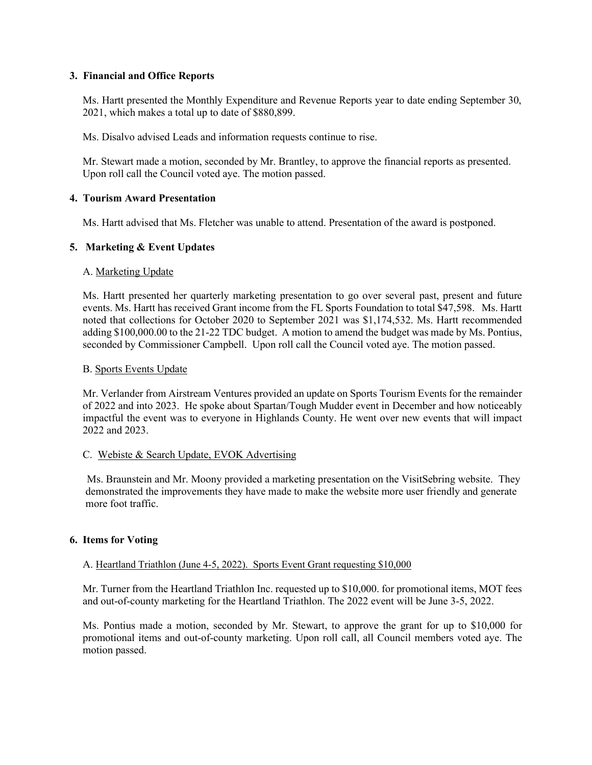**3. Financial and Office Reports**

Ms. Hartt presented the Monthly Expenditure and Revenue Reports year to date ending September 30, 2021, which makes a total up to date of $880,899.

Ms. Disalvo advised Leads and information requests continue to rise.

Mr. Stewart made a motion, seconded by Mr. Brantley, to approve the financial reports as presented. Upon roll call the Council voted aye. The motion passed.

**4. Tourism Award Presentation**

Ms. Hartt advised that Ms. Fletcher was unable to attend. Presentation of the award is postponed.

**5. Marketing & Event Updates**

A. Marketing Update

Ms. Hartt presented her quarterly marketing presentation to go over several past, present and future events. Ms. Hartt has received Grant income from the FL Sports Foundation to total $47,598. Ms. Hartt noted that collections for October 2020 to September 2021 was $1,174,532. Ms. Hartt recommended adding $100,000.00 to the 21-22 TDC budget. A motion to amend the budget was made by Ms. Pontius, seconded by Commissioner Campbell. Upon roll call the Council voted aye. The motion passed.

B. Sports Events Update

Mr. Verlander from Airstream Ventures provided an update on Sports Tourism Events for the remainder of 2022 and into 2023. He spoke about Spartan/Tough Mudder event in December and how noticeably impactful the event was to everyone in Highlands County. He went over new events that will impact 2022 and 2023.

C. Webiste & Search Update, EVOK Advertising

Ms. Braunstein and Mr. Moony provided a marketing presentation on the VisitSebring website. They demonstrated the improvements they have made to make the website more user friendly and generate more foot traffic.

**6. Items for Voting**

A. Heartland Triathlon (June 4-5, 2022). Sports Event Grant requesting $10,000

Mr. Turner from the Heartland Triathlon Inc. requested up to $10,000. for promotional items, MOT fees and out-of-county marketing for the Heartland Triathlon. The 2022 event will be June 3-5, 2022.

Ms. Pontius made a motion, seconded by Mr. Stewart, to approve the grant for up to $10,000 for promotional items and out-of-county marketing. Upon roll call, all Council members voted aye. The motion passed.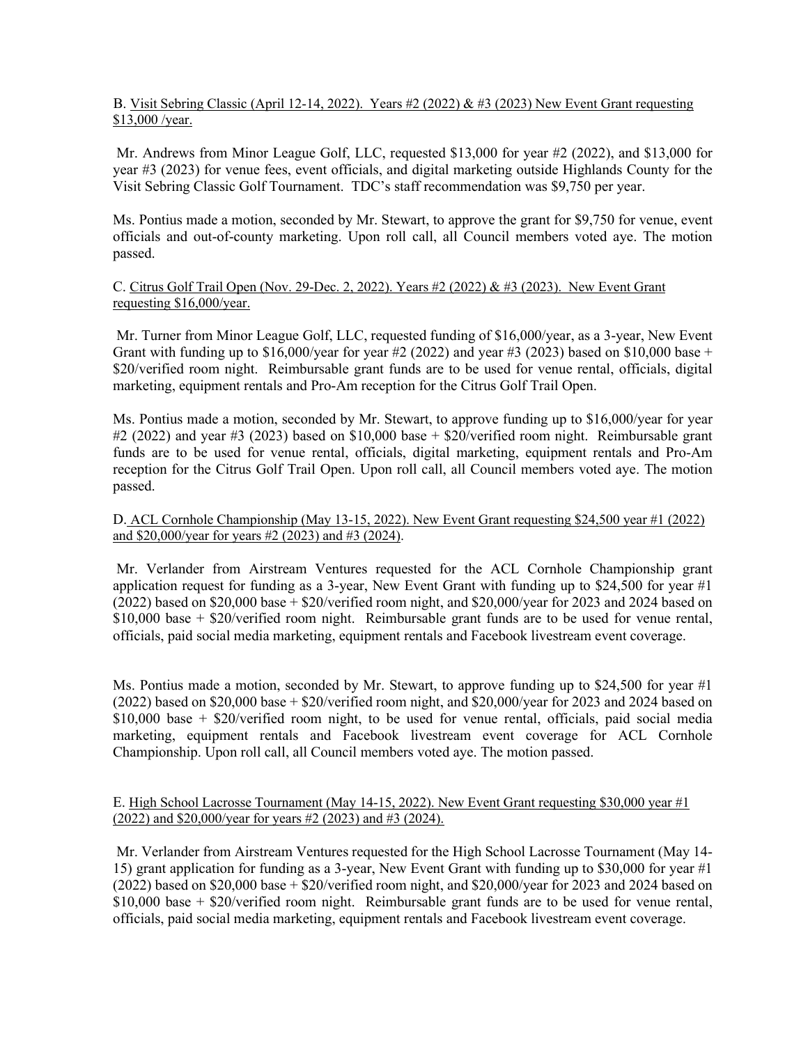B. Visit Sebring Classic (April 12-14, 2022). Years #2 (2022) & #3 (2023) New Event Grant requesting $13,000 /year.

Mr. Andrews from Minor League Golf, LLC, requested $13,000 for year #2 (2022), and $13,000 for year #3 (2023) for venue fees, event officials, and digital marketing outside Highlands County for the Visit Sebring Classic Golf Tournament. TDC's staff recommendation was $9,750 per year.

Ms. Pontius made a motion, seconded by Mr. Stewart, to approve the grant for $9,750 for venue, event officials and out-of-county marketing. Upon roll call, all Council members voted aye. The motion passed.

C. Citrus Golf Trail Open (Nov. 29-Dec. 2, 2022). Years #2 (2022) & #3 (2023). New Event Grant requesting $16,000/year.

Mr. Turner from Minor League Golf, LLC, requested funding of $16,000/year, as a 3-year, New Event Grant with funding up to $16,000/year for year #2 (2022) and year #3 (2023) based on $10,000 base + $20/verified room night. Reimbursable grant funds are to be used for venue rental, officials, digital marketing, equipment rentals and Pro-Am reception for the Citrus Golf Trail Open.

Ms. Pontius made a motion, seconded by Mr. Stewart, to approve funding up to $16,000/year for year #2 (2022) and year #3 (2023) based on $10,000 base + $20/verified room night. Reimbursable grant funds are to be used for venue rental, officials, digital marketing, equipment rentals and Pro-Am reception for the Citrus Golf Trail Open. Upon roll call, all Council members voted aye. The motion passed.

D. ACL Cornhole Championship (May 13-15, 2022). New Event Grant requesting $24,500 year #1 (2022) and $20,000/year for years #2 (2023) and #3 (2024).

Mr. Verlander from Airstream Ventures requested for the ACL Cornhole Championship grant application request for funding as a 3-year, New Event Grant with funding up to $24,500 for year #1 (2022) based on $20,000 base + $20/verified room night, and $20,000/year for 2023 and 2024 based on $10,000 base + $20/verified room night. Reimbursable grant funds are to be used for venue rental, officials, paid social media marketing, equipment rentals and Facebook livestream event coverage.

Ms. Pontius made a motion, seconded by Mr. Stewart, to approve funding up to $24,500 for year #1 (2022) based on $20,000 base + $20/verified room night, and $20,000/year for 2023 and 2024 based on $10,000 base + $20/verified room night, to be used for venue rental, officials, paid social media marketing, equipment rentals and Facebook livestream event coverage for ACL Cornhole Championship. Upon roll call, all Council members voted aye. The motion passed.

E. High School Lacrosse Tournament (May 14-15, 2022). New Event Grant requesting $30,000 year #1 (2022) and $20,000/year for years #2 (2023) and #3 (2024).

Mr. Verlander from Airstream Ventures requested for the High School Lacrosse Tournament (May 14-15) grant application for funding as a 3-year, New Event Grant with funding up to $30,000 for year #1 (2022) based on $20,000 base + $20/verified room night, and $20,000/year for 2023 and 2024 based on $10,000 base + $20/verified room night. Reimbursable grant funds are to be used for venue rental, officials, paid social media marketing, equipment rentals and Facebook livestream event coverage.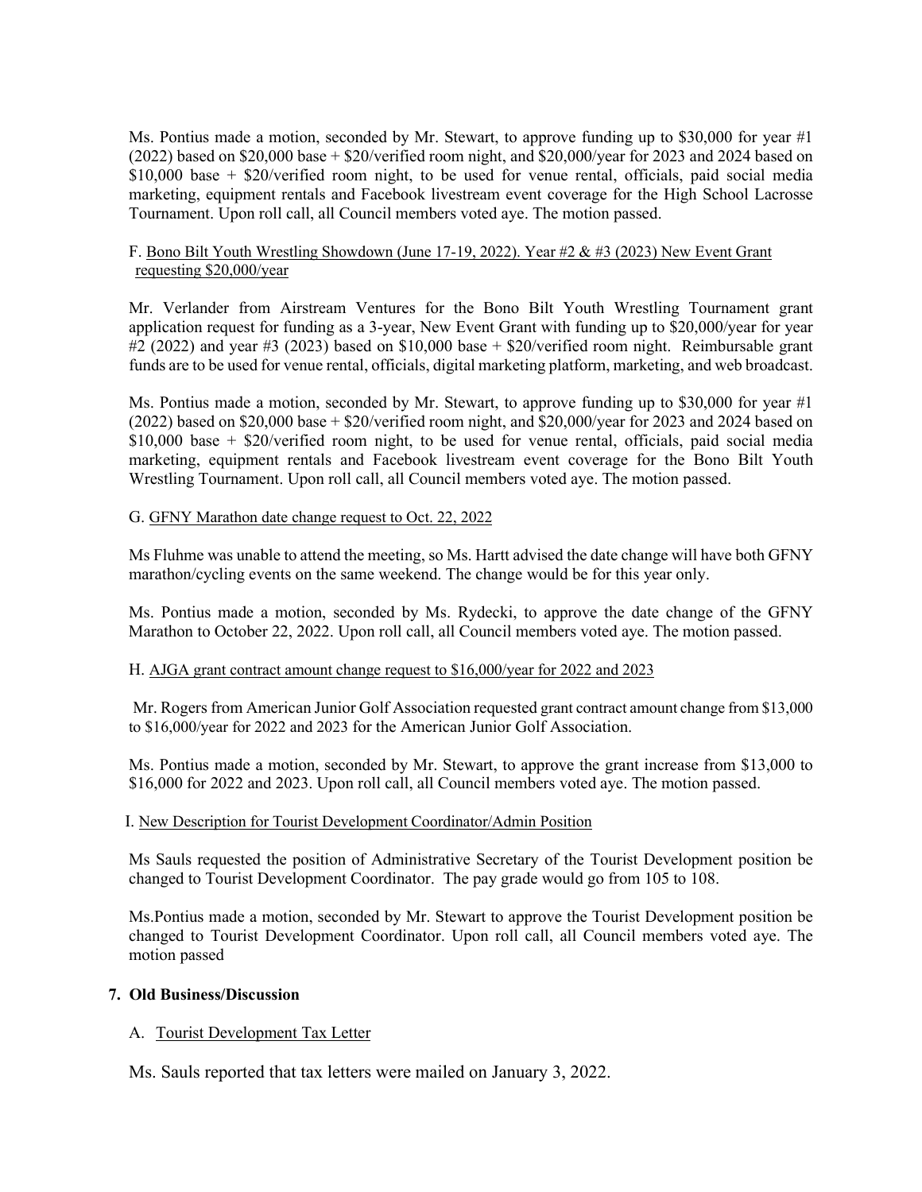Ms. Pontius made a motion, seconded by Mr. Stewart, to approve funding up to $30,000 for year #1 (2022) based on $20,000 base + $20/verified room night, and $20,000/year for 2023 and 2024 based on $10,000 base + $20/verified room night, to be used for venue rental, officials, paid social media marketing, equipment rentals and Facebook livestream event coverage for the High School Lacrosse Tournament. Upon roll call, all Council members voted aye. The motion passed.

F. Bono Bilt Youth Wrestling Showdown (June 17-19, 2022). Year #2 & #3 (2023) New Event Grant requesting $20,000/year

Mr. Verlander from Airstream Ventures for the Bono Bilt Youth Wrestling Tournament grant application request for funding as a 3-year, New Event Grant with funding up to $20,000/year for year #2 (2022) and year #3 (2023) based on $10,000 base + $20/verified room night. Reimbursable grant funds are to be used for venue rental, officials, digital marketing platform, marketing, and web broadcast.

Ms. Pontius made a motion, seconded by Mr. Stewart, to approve funding up to $30,000 for year #1 (2022) based on $20,000 base + $20/verified room night, and $20,000/year for 2023 and 2024 based on $10,000 base + $20/verified room night, to be used for venue rental, officials, paid social media marketing, equipment rentals and Facebook livestream event coverage for the Bono Bilt Youth Wrestling Tournament. Upon roll call, all Council members voted aye. The motion passed.

G. GFNY Marathon date change request to Oct. 22, 2022

Ms Fluhme was unable to attend the meeting, so Ms. Hartt advised the date change will have both GFNY marathon/cycling events on the same weekend. The change would be for this year only.

Ms. Pontius made a motion, seconded by Ms. Rydecki, to approve the date change of the GFNY Marathon to October 22, 2022. Upon roll call, all Council members voted aye. The motion passed.

H. AJGA grant contract amount change request to $16,000/year for 2022 and 2023

Mr. Rogers from American Junior Golf Association requested grant contract amount change from $13,000 to $16,000/year for 2022 and 2023 for the American Junior Golf Association.

Ms. Pontius made a motion, seconded by Mr. Stewart, to approve the grant increase from $13,000 to $16,000 for 2022 and 2023. Upon roll call, all Council members voted aye. The motion passed.

I. New Description for Tourist Development Coordinator/Admin Position

Ms Sauls requested the position of Administrative Secretary of the Tourist Development position be changed to Tourist Development Coordinator. The pay grade would go from 105 to 108.

Ms.Pontius made a motion, seconded by Mr. Stewart to approve the Tourist Development position be changed to Tourist Development Coordinator. Upon roll call, all Council members voted aye. The motion passed

**7. Old Business/Discussion**

A. Tourist Development Tax Letter

Ms. Sauls reported that tax letters were mailed on January 3, 2022.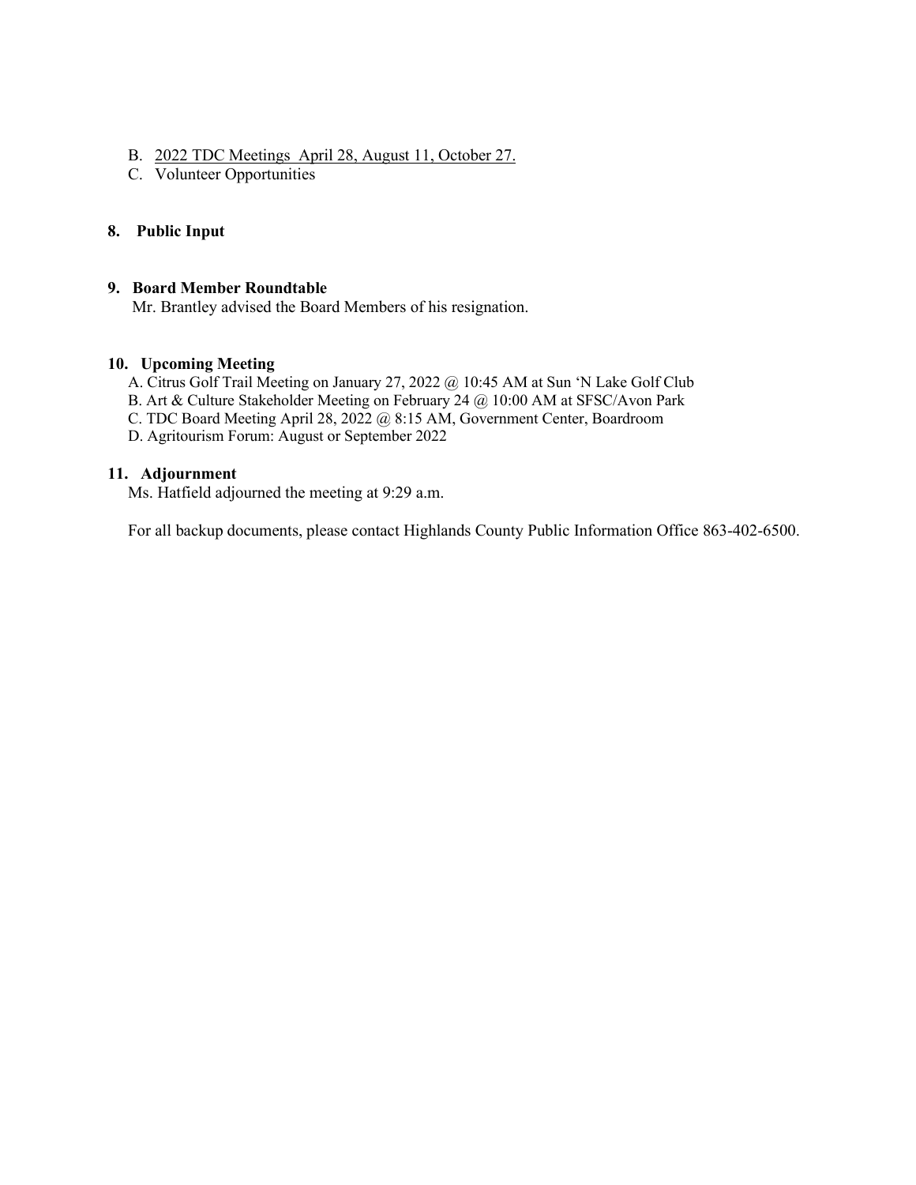B. <u>2022 TDC Meetings  April 28, August 11, October 27.</u>

C. Volunteer Opportunities

**8. Public Input**

**9. Board Member Roundtable**

Mr. Brantley advised the Board Members of his resignation.

**10. Upcoming Meeting**

A. Citrus Golf Trail Meeting on January 27, 2022 @ 10:45 AM at Sun 'N Lake Golf Club

B. Art & Culture Stakeholder Meeting on February 24 @ 10:00 AM at SFSC/Avon Park

C. TDC Board Meeting April 28, 2022 @ 8:15 AM, Government Center, Boardroom

D. Agritourism Forum: August or September 2022

**11. Adjournment**

Ms. Hatfield adjourned the meeting at 9:29 a.m.

For all backup documents, please contact Highlands County Public Information Office 863-402-6500.